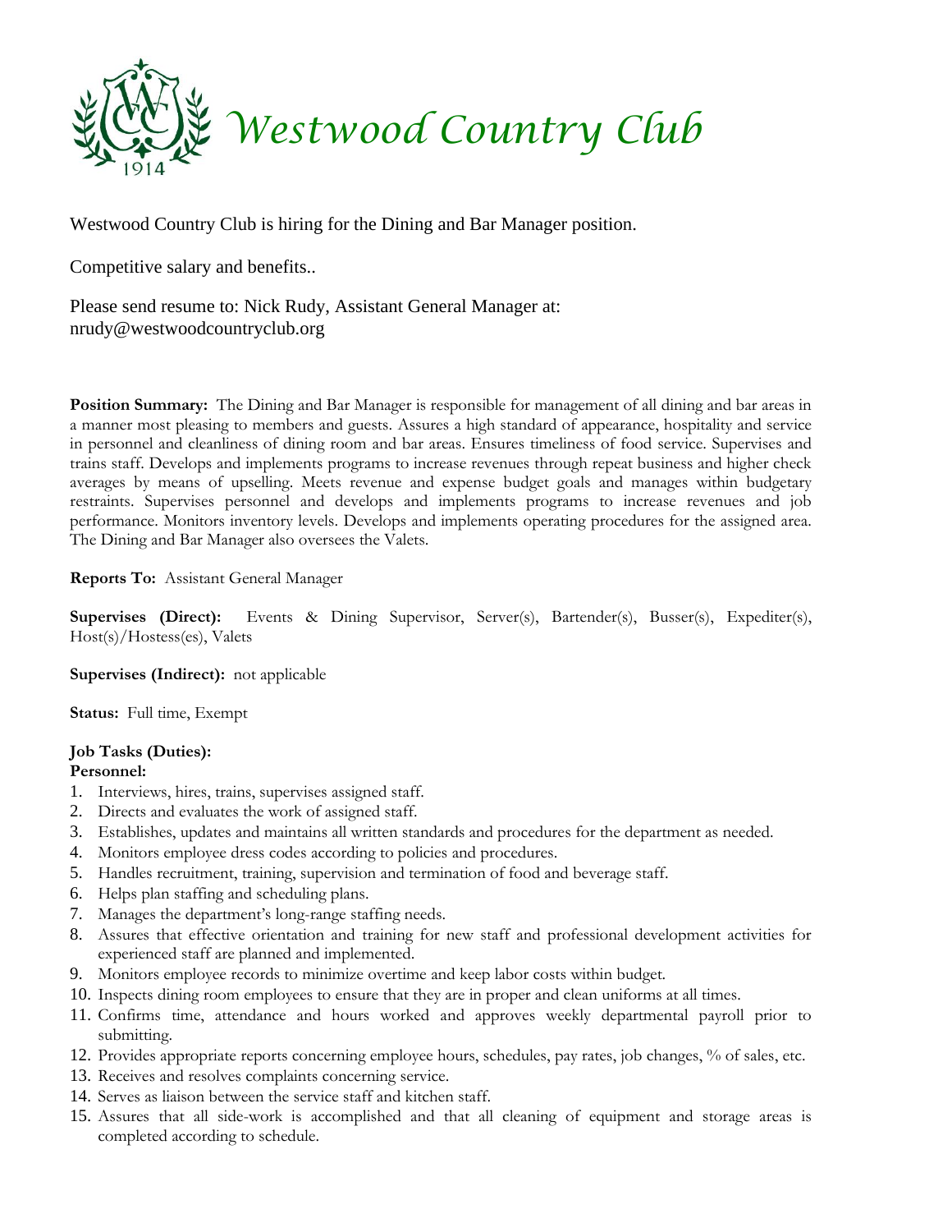# Westwood Country Club

Westwood Country Club is hiring for the Dining and Bar Manager position.

Competitive salary and benefits..

Please send resume to: Nick Rudy, Assistant General Manager at:
nrudy@westwoodcountryclub.org

**Position Summary:** The Dining and Bar Manager is responsible for management of all dining and bar areas in a manner most pleasing to members and guests. Assures a high standard of appearance, hospitality and service in personnel and cleanliness of dining room and bar areas. Ensures timeliness of food service. Supervises and trains staff. Develops and implements programs to increase revenues through repeat business and higher check averages by means of upselling. Meets revenue and expense budget goals and manages within budgetary restraints. Supervises personnel and develops and implements programs to increase revenues and job performance. Monitors inventory levels. Develops and implements operating procedures for the assigned area. The Dining and Bar Manager also oversees the Valets.

**Reports To:** Assistant General Manager

**Supervises (Direct):** Events & Dining Supervisor, Server(s), Bartender(s), Busser(s), Expediter(s), Host(s)/Hostess(es), Valets

**Supervises (Indirect):** not applicable

**Status:** Full time, Exempt

**Job Tasks (Duties):**

**Personnel:**

1. Interviews, hires, trains, supervises assigned staff.
2. Directs and evaluates the work of assigned staff.
3. Establishes, updates and maintains all written standards and procedures for the department as needed.
4. Monitors employee dress codes according to policies and procedures.
5. Handles recruitment, training, supervision and termination of food and beverage staff.
6. Helps plan staffing and scheduling plans.
7. Manages the department's long-range staffing needs.
8. Assures that effective orientation and training for new staff and professional development activities for experienced staff are planned and implemented.
9. Monitors employee records to minimize overtime and keep labor costs within budget.
10. Inspects dining room employees to ensure that they are in proper and clean uniforms at all times.
11. Confirms time, attendance and hours worked and approves weekly departmental payroll prior to submitting.
12. Provides appropriate reports concerning employee hours, schedules, pay rates, job changes, % of sales, etc.
13. Receives and resolves complaints concerning service.
14. Serves as liaison between the service staff and kitchen staff.
15. Assures that all side-work is accomplished and that all cleaning of equipment and storage areas is completed according to schedule.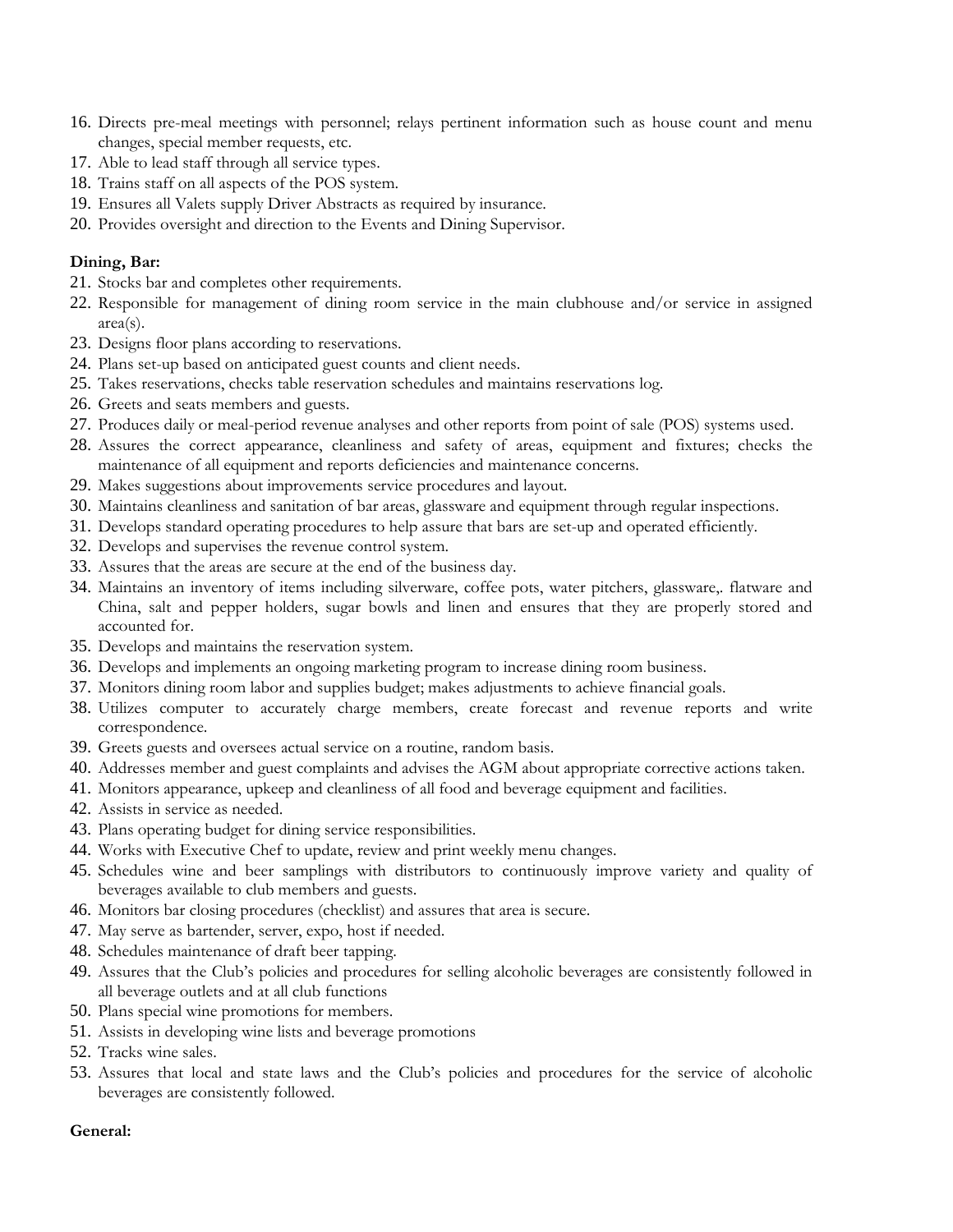16. Directs pre-meal meetings with personnel; relays pertinent information such as house count and menu changes, special member requests, etc.
17. Able to lead staff through all service types.
18. Trains staff on all aspects of the POS system.
19. Ensures all Valets supply Driver Abstracts as required by insurance.
20. Provides oversight and direction to the Events and Dining Supervisor.

**Dining, Bar:**

21. Stocks bar and completes other requirements.
22. Responsible for management of dining room service in the main clubhouse and/or service in assigned area(s).
23. Designs floor plans according to reservations.
24. Plans set-up based on anticipated guest counts and client needs.
25. Takes reservations, checks table reservation schedules and maintains reservations log.
26. Greets and seats members and guests.
27. Produces daily or meal-period revenue analyses and other reports from point of sale (POS) systems used.
28. Assures the correct appearance, cleanliness and safety of areas, equipment and fixtures; checks the maintenance of all equipment and reports deficiencies and maintenance concerns.
29. Makes suggestions about improvements service procedures and layout.
30. Maintains cleanliness and sanitation of bar areas, glassware and equipment through regular inspections.
31. Develops standard operating procedures to help assure that bars are set-up and operated efficiently.
32. Develops and supervises the revenue control system.
33. Assures that the areas are secure at the end of the business day.
34. Maintains an inventory of items including silverware, coffee pots, water pitchers, glassware,. flatware and China, salt and pepper holders, sugar bowls and linen and ensures that they are properly stored and accounted for.
35. Develops and maintains the reservation system.
36. Develops and implements an ongoing marketing program to increase dining room business.
37. Monitors dining room labor and supplies budget; makes adjustments to achieve financial goals.
38. Utilizes computer to accurately charge members, create forecast and revenue reports and write correspondence.
39. Greets guests and oversees actual service on a routine, random basis.
40. Addresses member and guest complaints and advises the AGM about appropriate corrective actions taken.
41. Monitors appearance, upkeep and cleanliness of all food and beverage equipment and facilities.
42. Assists in service as needed.
43. Plans operating budget for dining service responsibilities.
44. Works with Executive Chef to update, review and print weekly menu changes.
45. Schedules wine and beer samplings with distributors to continuously improve variety and quality of beverages available to club members and guests.
46. Monitors bar closing procedures (checklist) and assures that area is secure.
47. May serve as bartender, server, expo, host if needed.
48. Schedules maintenance of draft beer tapping.
49. Assures that the Club's policies and procedures for selling alcoholic beverages are consistently followed in all beverage outlets and at all club functions
50. Plans special wine promotions for members.
51. Assists in developing wine lists and beverage promotions
52. Tracks wine sales.
53. Assures that local and state laws and the Club's policies and procedures for the service of alcoholic beverages are consistently followed.

**General:**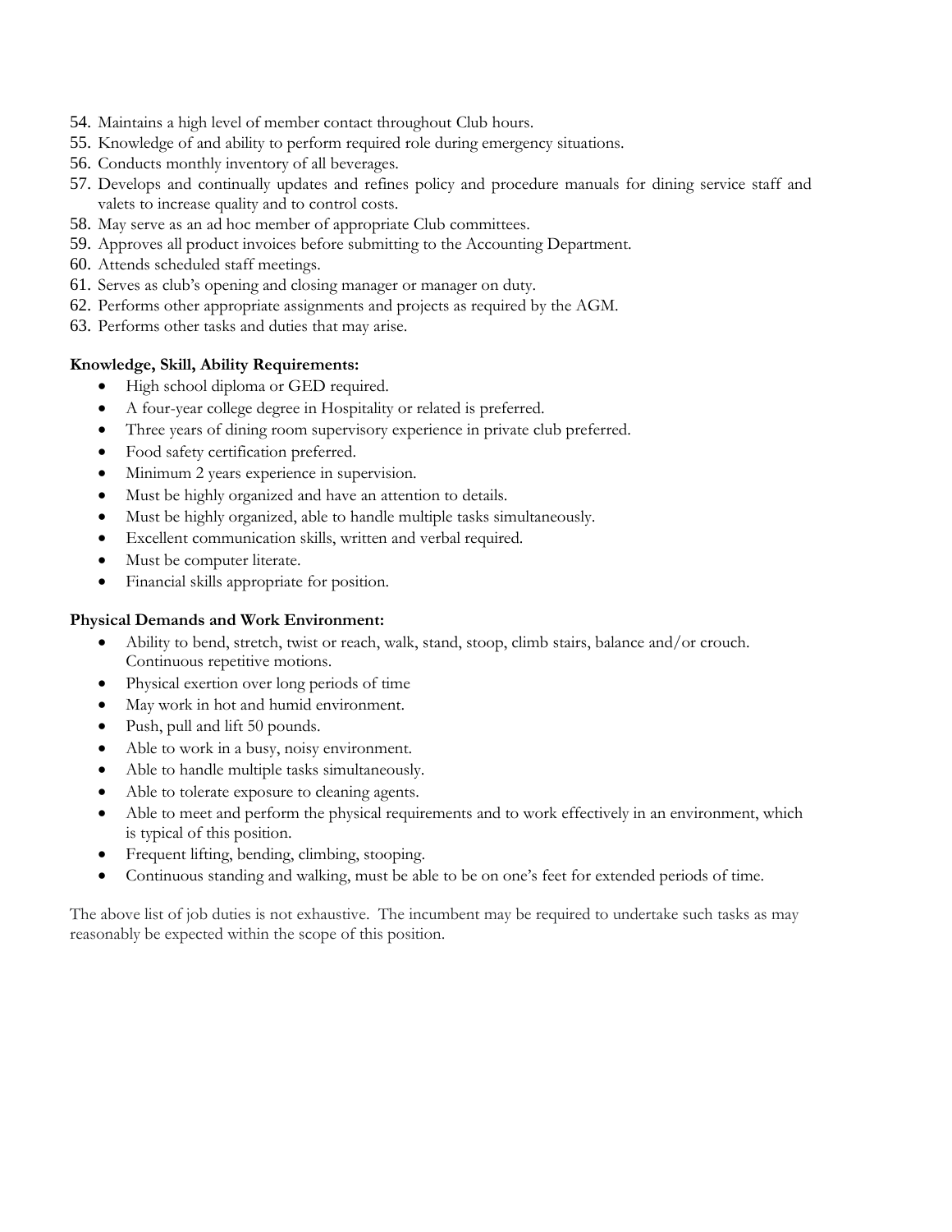54. Maintains a high level of member contact throughout Club hours.
55. Knowledge of and ability to perform required role during emergency situations.
56. Conducts monthly inventory of all beverages.
57. Develops and continually updates and refines policy and procedure manuals for dining service staff and valets to increase quality and to control costs.
58. May serve as an ad hoc member of appropriate Club committees.
59. Approves all product invoices before submitting to the Accounting Department.
60. Attends scheduled staff meetings.
61. Serves as club's opening and closing manager or manager on duty.
62. Performs other appropriate assignments and projects as required by the AGM.
63. Performs other tasks and duties that may arise.

**Knowledge, Skill, Ability Requirements:**

- High school diploma or GED required.
- A four-year college degree in Hospitality or related is preferred.
- Three years of dining room supervisory experience in private club preferred.
- Food safety certification preferred.
- Minimum 2 years experience in supervision.
- Must be highly organized and have an attention to details.
- Must be highly organized, able to handle multiple tasks simultaneously.
- Excellent communication skills, written and verbal required.
- Must be computer literate.
- Financial skills appropriate for position.

**Physical Demands and Work Environment:**

- Ability to bend, stretch, twist or reach, walk, stand, stoop, climb stairs, balance and/or crouch. Continuous repetitive motions.
- Physical exertion over long periods of time
- May work in hot and humid environment.
- Push, pull and lift 50 pounds.
- Able to work in a busy, noisy environment.
- Able to handle multiple tasks simultaneously.
- Able to tolerate exposure to cleaning agents.
- Able to meet and perform the physical requirements and to work effectively in an environment, which is typical of this position.
- Frequent lifting, bending, climbing, stooping.
- Continuous standing and walking, must be able to be on one's feet for extended periods of time.

The above list of job duties is not exhaustive. The incumbent may be required to undertake such tasks as may reasonably be expected within the scope of this position.